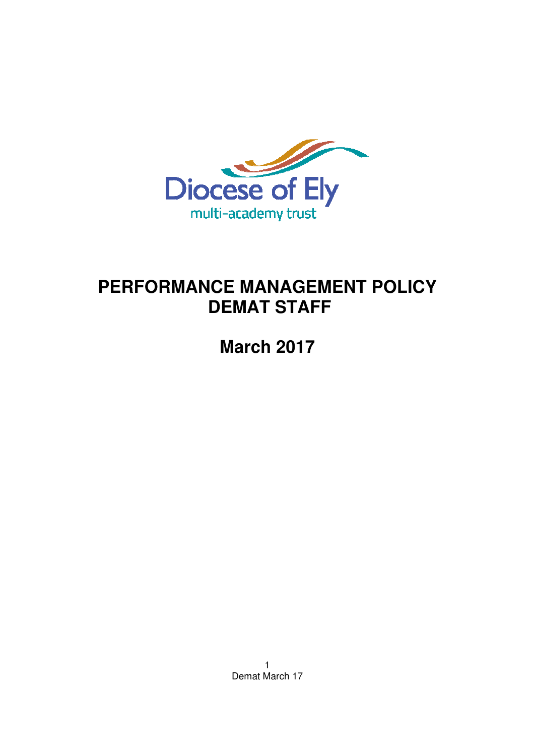Diocese of Ely

multi-academy trust

# PERFORMANCE MANAGEMENT POLICY DEMAT STAFF

## March 2017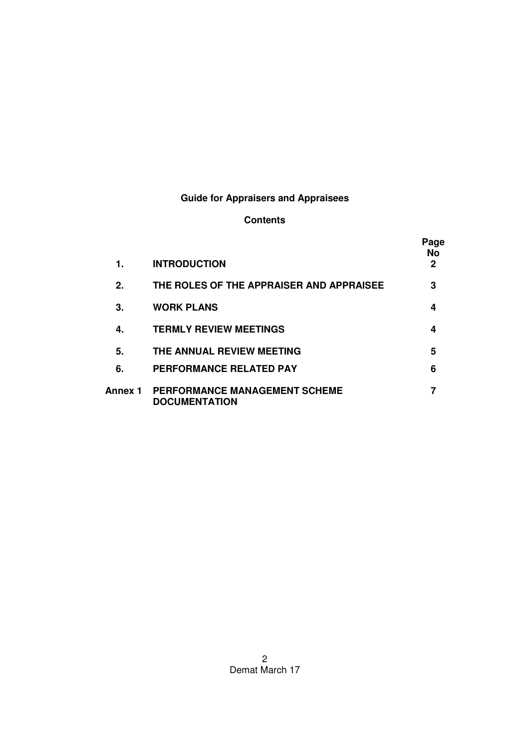**Guide for Appraisers and Appraisees**

**Contents**

| | | Page No |
|---|---|---|
| **1.** | **INTRODUCTION** | **2** |
| **2.** | **THE ROLES OF THE APPRAISER AND APPRAISEE** | **3** |
| **3.** | **WORK PLANS** | **4** |
| **4.** | **TERMLY REVIEW MEETINGS** | **4** |
| **5.** | **THE ANNUAL REVIEW MEETING** | **5** |
| **6.** | **PERFORMANCE RELATED PAY** | **6** |
| **Annex 1** | **PERFORMANCE MANAGEMENT SCHEME DOCUMENTATION** | **7** |

Demat March 17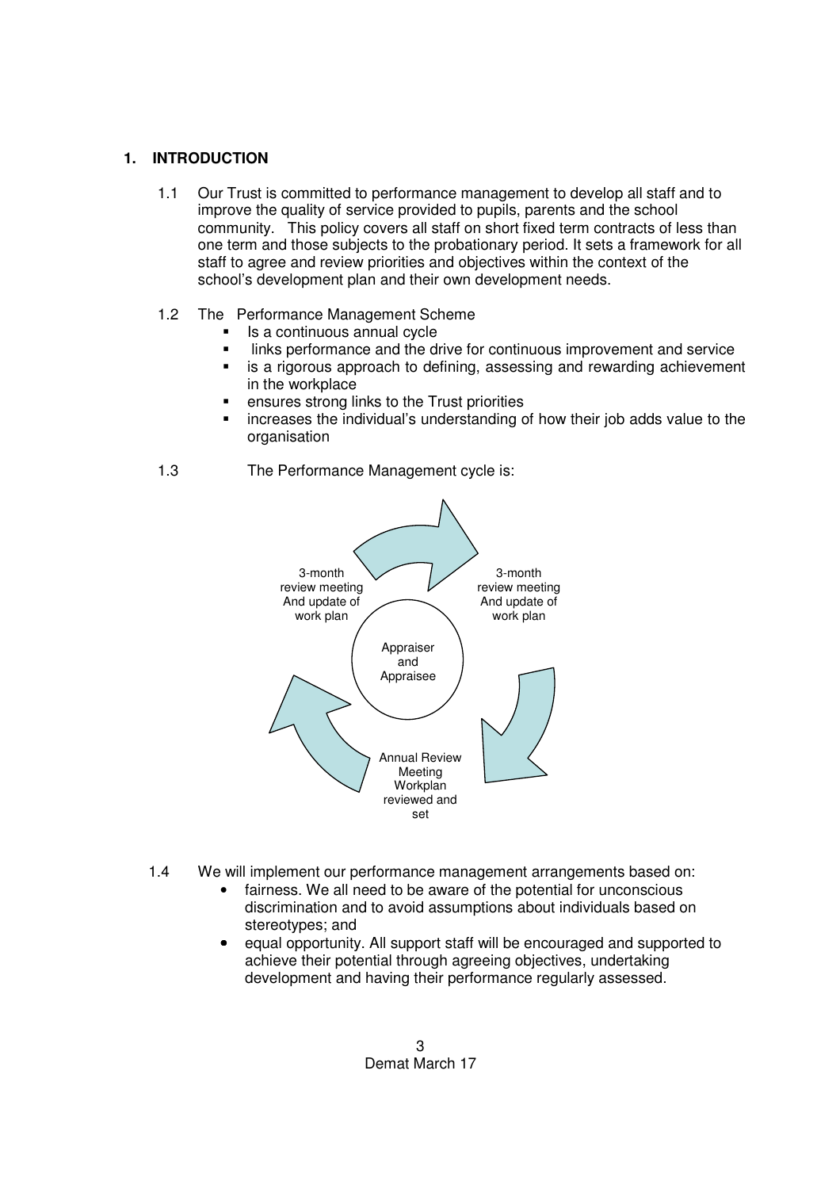## 1. INTRODUCTION

1.1 Our Trust is committed to performance management to develop all staff and to improve the quality of service provided to pupils, parents and the school community. This policy covers all staff on short fixed term contracts of less than one term and those subjects to the probationary period. It sets a framework for all staff to agree and review priorities and objectives within the context of the school's development plan and their own development needs.

1.2 The Performance Management Scheme

- Is a continuous annual cycle
- links performance and the drive for continuous improvement and service
- is a rigorous approach to defining, assessing and rewarding achievement in the workplace
- ensures strong links to the Trust priorities
- increases the individual's understanding of how their job adds value to the organisation

1.3 The Performance Management cycle is:

Appraiser and Appraisee

3-month review meeting And update of work plan

3-month review meeting And update of work plan

Annual Review Meeting Workplan reviewed and set

1.4 We will implement our performance management arrangements based on:

- fairness. We all need to be aware of the potential for unconscious discrimination and to avoid assumptions about individuals based on stereotypes; and
- equal opportunity. All support staff will be encouraged and supported to achieve their potential through agreeing objectives, undertaking development and having their performance regularly assessed.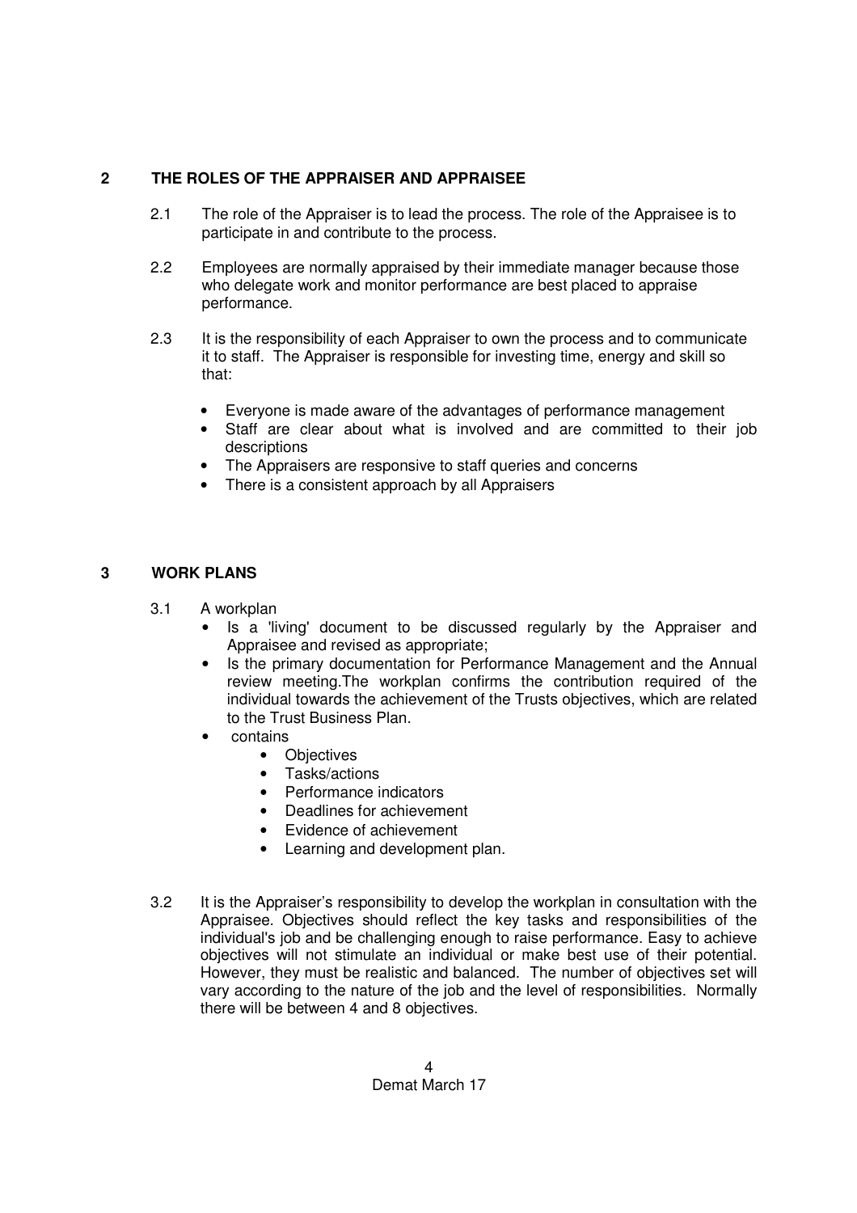## 2 THE ROLES OF THE APPRAISER AND APPRAISEE

2.1 The role of the Appraiser is to lead the process. The role of the Appraisee is to participate in and contribute to the process.

2.2 Employees are normally appraised by their immediate manager because those who delegate work and monitor performance are best placed to appraise performance.

2.3 It is the responsibility of each Appraiser to own the process and to communicate it to staff. The Appraiser is responsible for investing time, energy and skill so that:

- Everyone is made aware of the advantages of performance management
- Staff are clear about what is involved and are committed to their job descriptions
- The Appraisers are responsive to staff queries and concerns
- There is a consistent approach by all Appraisers

## 3 WORK PLANS

3.1 A workplan

- Is a 'living' document to be discussed regularly by the Appraiser and Appraisee and revised as appropriate;
- Is the primary documentation for Performance Management and the Annual review meeting.The workplan confirms the contribution required of the individual towards the achievement of the Trusts objectives, which are related to the Trust Business Plan.
- contains
  - Objectives
  - Tasks/actions
  - Performance indicators
  - Deadlines for achievement
  - Evidence of achievement
  - Learning and development plan.

3.2 It is the Appraiser's responsibility to develop the workplan in consultation with the Appraisee. Objectives should reflect the key tasks and responsibilities of the individual's job and be challenging enough to raise performance. Easy to achieve objectives will not stimulate an individual or make best use of their potential. However, they must be realistic and balanced. The number of objectives set will vary according to the nature of the job and the level of responsibilities. Normally there will be between 4 and 8 objectives.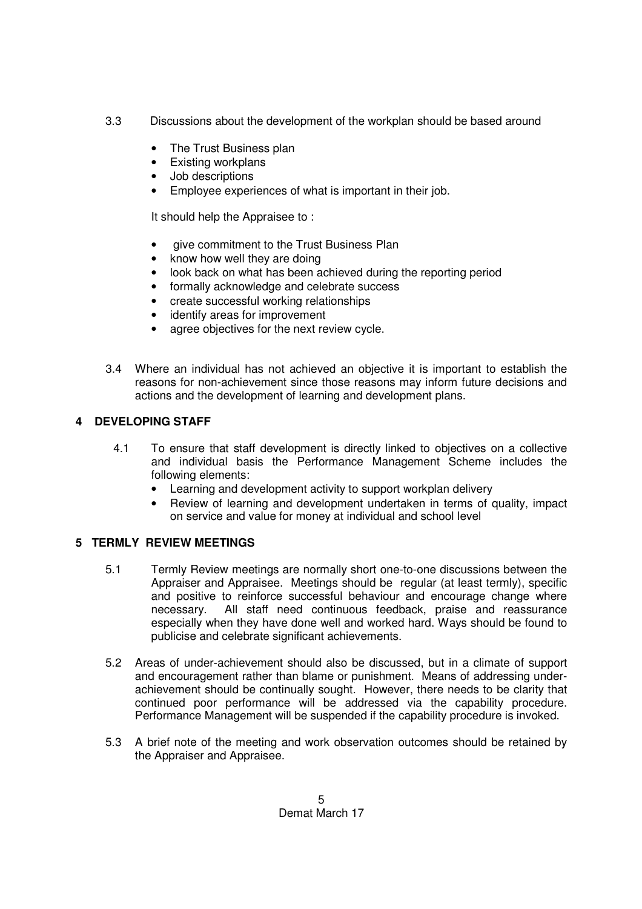3.3 Discussions about the development of the workplan should be based around

- The Trust Business plan
- Existing workplans
- Job descriptions
- Employee experiences of what is important in their job.

It should help the Appraisee to :

- give commitment to the Trust Business Plan
- know how well they are doing
- look back on what has been achieved during the reporting period
- formally acknowledge and celebrate success
- create successful working relationships
- identify areas for improvement
- agree objectives for the next review cycle.

3.4 Where an individual has not achieved an objective it is important to establish the reasons for non-achievement since those reasons may inform future decisions and actions and the development of learning and development plans.

## 4 DEVELOPING STAFF

4.1 To ensure that staff development is directly linked to objectives on a collective and individual basis the Performance Management Scheme includes the following elements:

- Learning and development activity to support workplan delivery
- Review of learning and development undertaken in terms of quality, impact on service and value for money at individual and school level

## 5 TERMLY REVIEW MEETINGS

5.1 Termly Review meetings are normally short one-to-one discussions between the Appraiser and Appraisee. Meetings should be regular (at least termly), specific and positive to reinforce successful behaviour and encourage change where necessary. All staff need continuous feedback, praise and reassurance especially when they have done well and worked hard. Ways should be found to publicise and celebrate significant achievements.

5.2 Areas of under-achievement should also be discussed, but in a climate of support and encouragement rather than blame or punishment. Means of addressing under-achievement should be continually sought. However, there needs to be clarity that continued poor performance will be addressed via the capability procedure. Performance Management will be suspended if the capability procedure is invoked.

5.3 A brief note of the meeting and work observation outcomes should be retained by the Appraiser and Appraisee.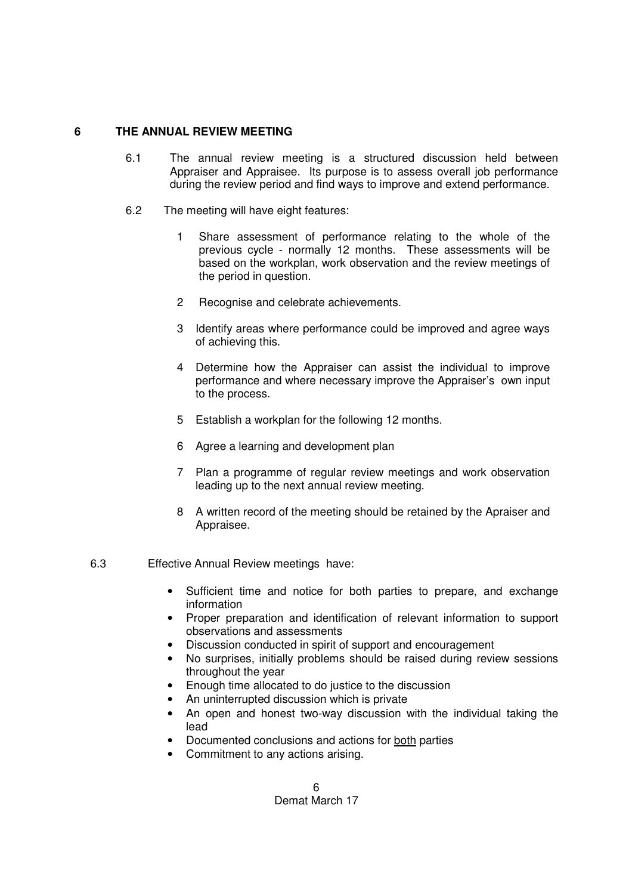## 6 THE ANNUAL REVIEW MEETING

6.1 The annual review meeting is a structured discussion held between Appraiser and Appraisee. Its purpose is to assess overall job performance during the review period and find ways to improve and extend performance.

6.2 The meeting will have eight features:

1. Share assessment of performance relating to the whole of the previous cycle - normally 12 months. These assessments will be based on the workplan, work observation and the review meetings of the period in question.
2. Recognise and celebrate achievements.
3. Identify areas where performance could be improved and agree ways of achieving this.
4. Determine how the Appraiser can assist the individual to improve performance and where necessary improve the Appraiser's own input to the process.
5. Establish a workplan for the following 12 months.
6. Agree a learning and development plan
7. Plan a programme of regular review meetings and work observation leading up to the next annual review meeting.
8. A written record of the meeting should be retained by the Apraiser and Appraisee.

6.3 Effective Annual Review meetings have:

- Sufficient time and notice for both parties to prepare, and exchange information
- Proper preparation and identification of relevant information to support observations and assessments
- Discussion conducted in spirit of support and encouragement
- No surprises, initially problems should be raised during review sessions throughout the year
- Enough time allocated to do justice to the discussion
- An uninterrupted discussion which is private
- An open and honest two-way discussion with the individual taking the lead
- Documented conclusions and actions for <u>both</u> parties
- Commitment to any actions arising.

Demat March 17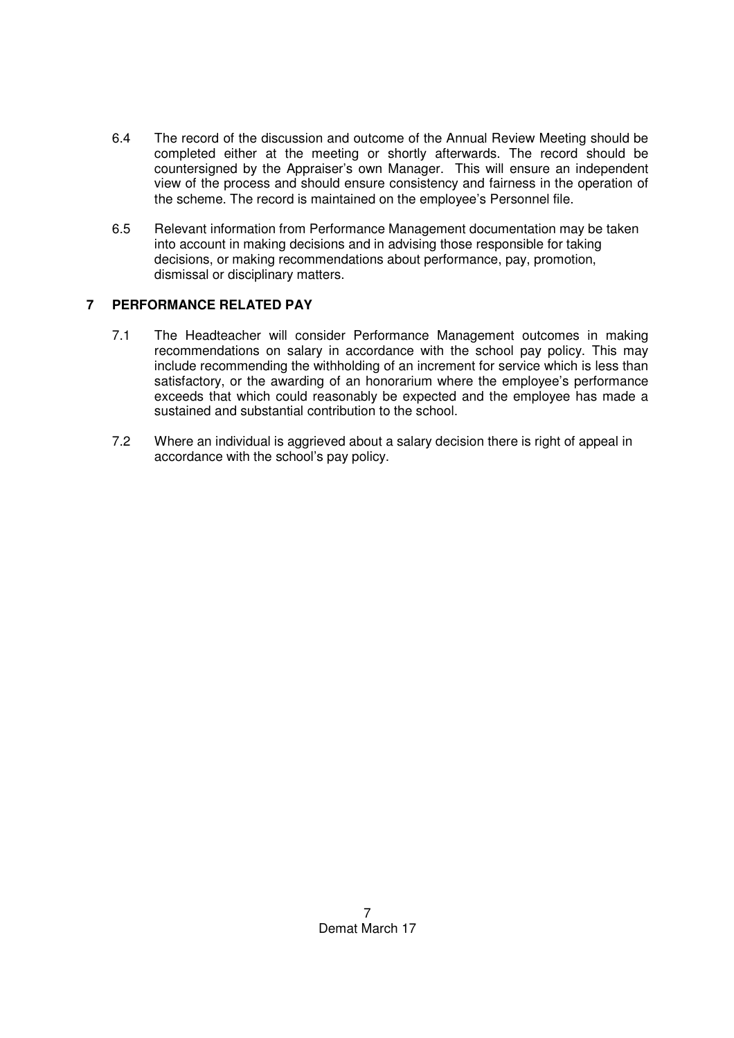6.4 The record of the discussion and outcome of the Annual Review Meeting should be completed either at the meeting or shortly afterwards. The record should be countersigned by the Appraiser's own Manager. This will ensure an independent view of the process and should ensure consistency and fairness in the operation of the scheme. The record is maintained on the employee's Personnel file.

6.5 Relevant information from Performance Management documentation may be taken into account in making decisions and in advising those responsible for taking decisions, or making recommendations about performance, pay, promotion, dismissal or disciplinary matters.

## 7 PERFORMANCE RELATED PAY

7.1 The Headteacher will consider Performance Management outcomes in making recommendations on salary in accordance with the school pay policy. This may include recommending the withholding of an increment for service which is less than satisfactory, or the awarding of an honorarium where the employee's performance exceeds that which could reasonably be expected and the employee has made a sustained and substantial contribution to the school.

7.2 Where an individual is aggrieved about a salary decision there is right of appeal in accordance with the school's pay policy.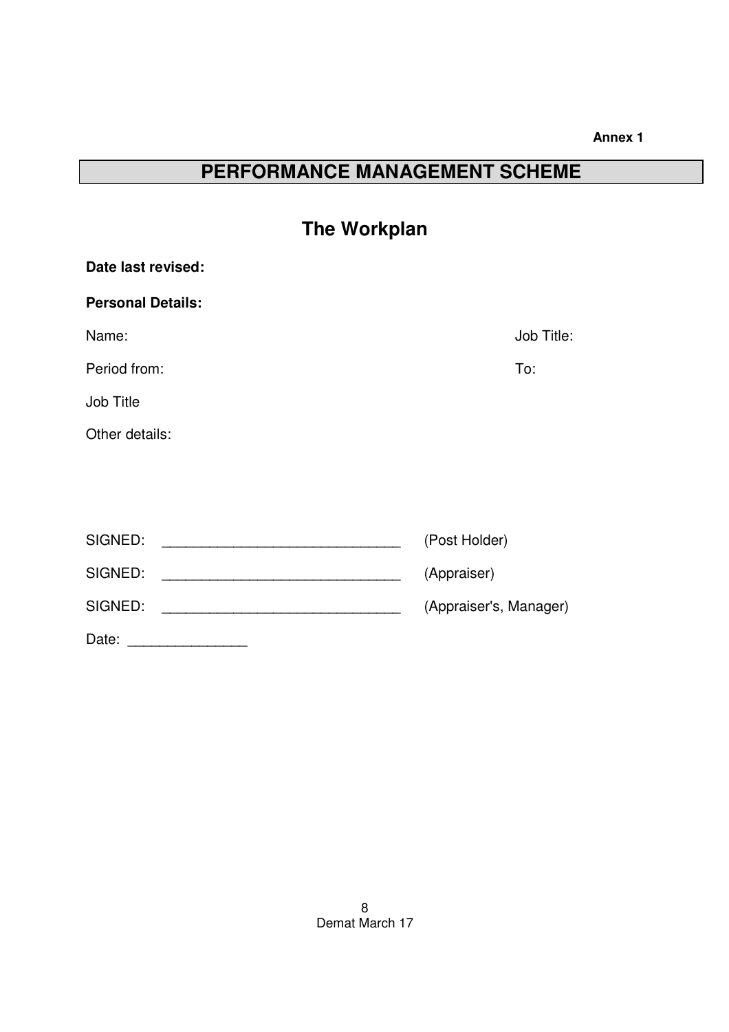**Annex 1**

# PERFORMANCE MANAGEMENT SCHEME

## The Workplan

**Date last revised:**

**Personal Details:**

Name: Job Title:

Period from: To:

Job Title

Other details:

SIGNED: ______________________________ (Post Holder)

SIGNED: ______________________________ (Appraiser)

SIGNED: ______________________________ (Appraiser's, Manager)

Date: _______________

Demat March 17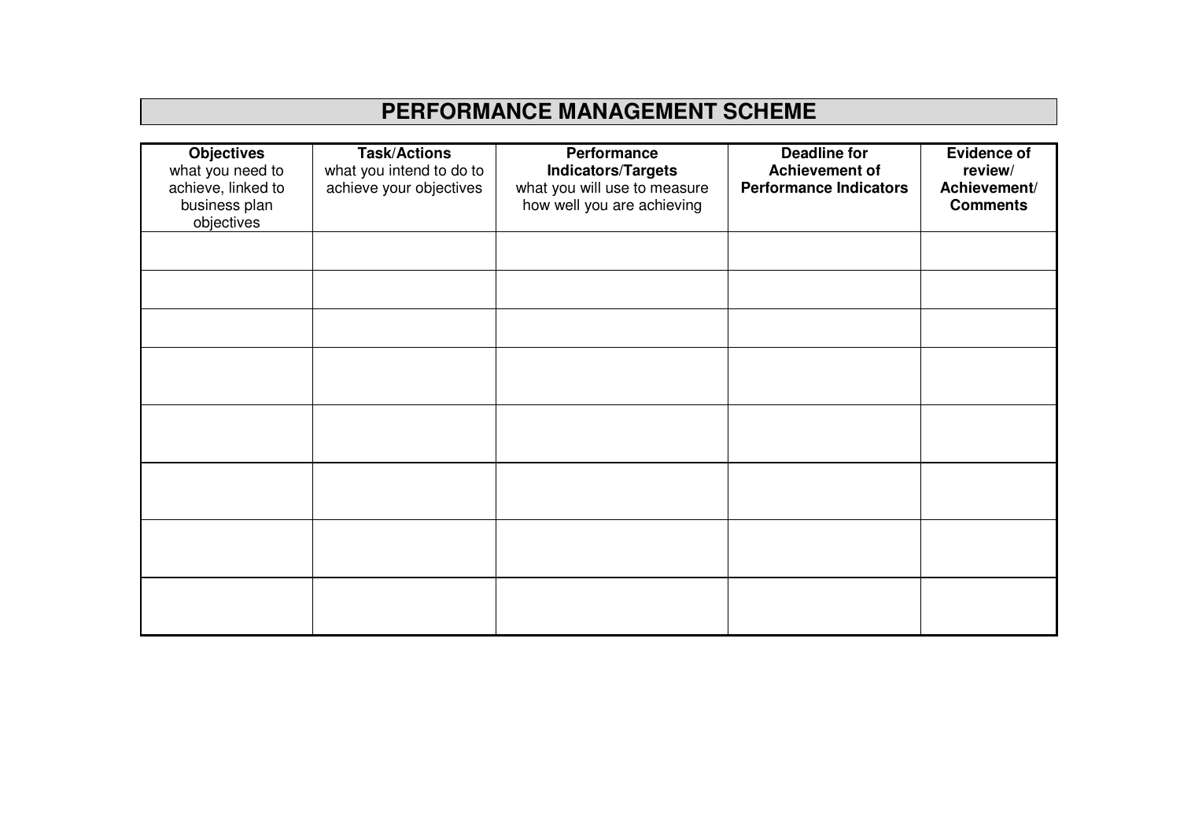# PERFORMANCE MANAGEMENT SCHEME

| **Objectives** what you need to achieve, linked to business plan objectives | **Task/Actions** what you intend to do to achieve your objectives | **Performance Indicators/Targets** what you will use to measure how well you are achieving | **Deadline for Achievement of Performance Indicators** | **Evidence of review/ Achievement/ Comments** |
|---|---|---|---|---|
| | | | | |
| | | | | |
| | | | | |
| | | | | |
| | | | | |
| | | | | |
| | | | | |
| | | | | |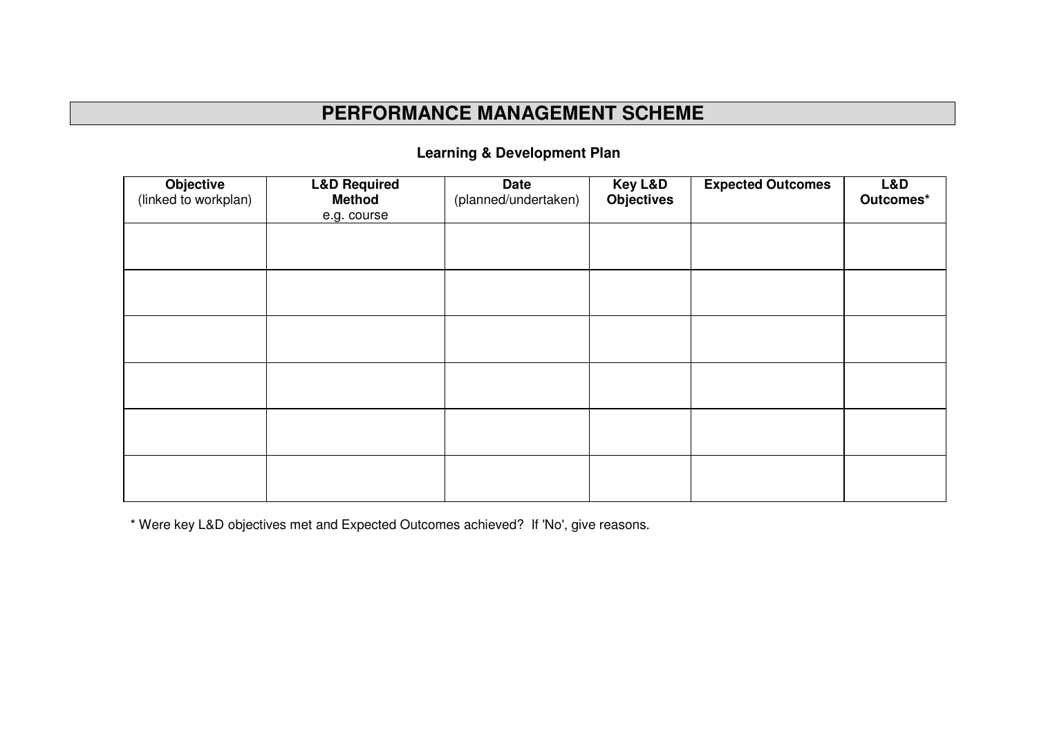# PERFORMANCE MANAGEMENT SCHEME

## Learning & Development Plan

| **Objective** (linked to workplan) | **L&D Required Method** e.g. course | **Date** (planned/undertaken) | **Key L&D Objectives** | **Expected Outcomes** | **L&D Outcomes*** |
|---|---|---|---|---|---|
| | | | | | |
| | | | | | |
| | | | | | |
| | | | | | |
| | | | | | |
| | | | | | |

* Were key L&D objectives met and Expected Outcomes achieved? If 'No', give reasons.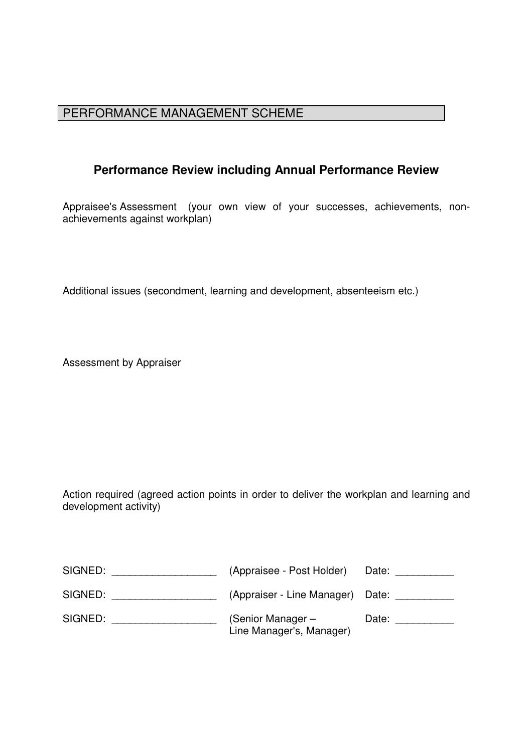PERFORMANCE MANAGEMENT SCHEME

## Performance Review including Annual Performance Review

Appraisee's Assessment (your own view of your successes, achievements, non-achievements against workplan)

Additional issues (secondment, learning and development, absenteeism etc.)

Assessment by Appraiser

Action required (agreed action points in order to deliver the workplan and learning and development activity)

| | | |
|---|---|---|
| SIGNED: __________________ | (Appraisee - Post Holder) | Date: __________ |
| SIGNED: __________________ | (Appraiser - Line Manager) | Date: __________ |
| SIGNED: __________________ | (Senior Manager – Line Manager's, Manager) | Date: __________ |